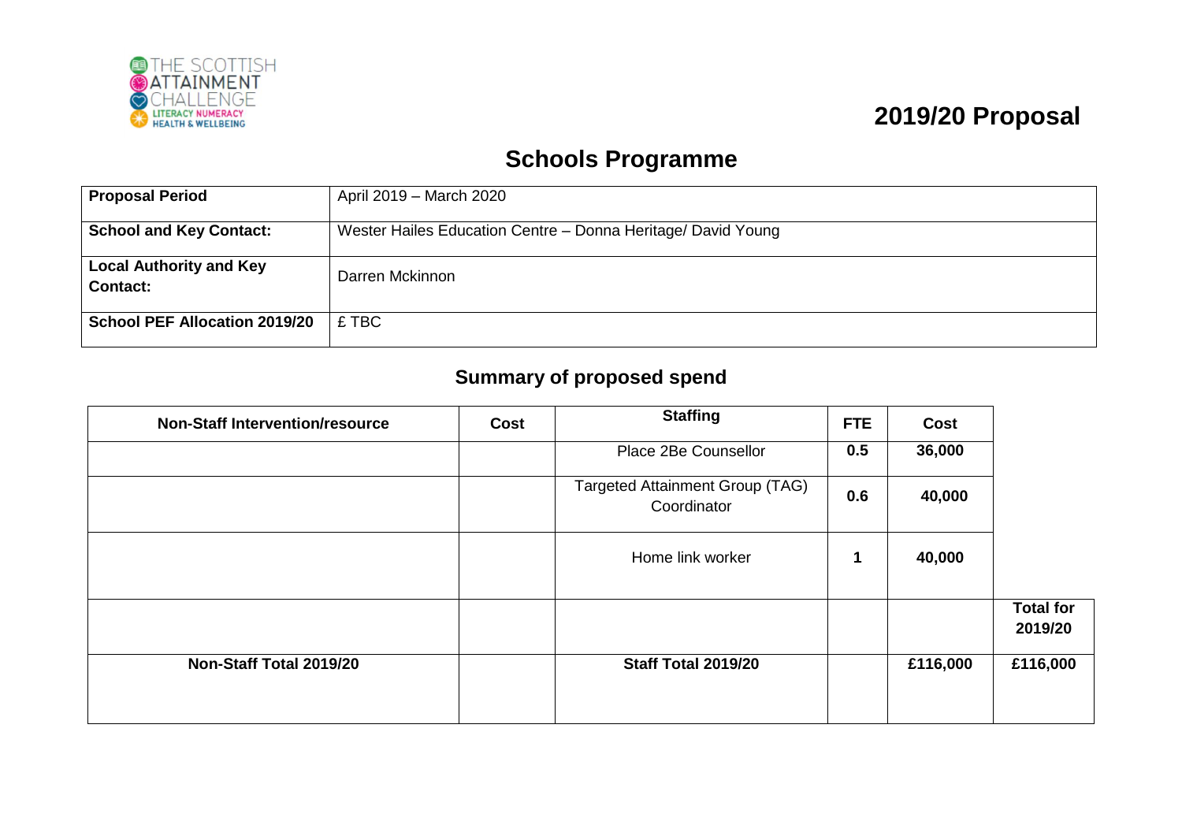THE SCOTTISH ATTAINMENT CHALLENGE
LITERACY NUMERACY HEALTH & WELLBEING

# 2019/20 Proposal

## Schools Programme

| **Proposal Period** | April 2019 – March 2020 |
|---|---|
| **School and Key Contact:** | Wester Hailes Education Centre – Donna Heritage/ David Young |
| **Local Authority and Key Contact:** | Darren Mckinnon |
| **School PEF Allocation 2019/20** | £ TBC |

## Summary of proposed spend

| Non-Staff Intervention/resource | Cost | Staffing | FTE | Cost | |
|---|---|---|---|---|---|
| | | Place 2Be Counsellor | 0.5 | 36,000 | |
| | | Targeted Attainment Group (TAG) Coordinator | 0.6 | 40,000 | |
| | | Home link worker | 1 | 40,000 | |
| | | | | | **Total for 2019/20** |
| **Non-Staff Total 2019/20** | | **Staff Total 2019/20** | | **£116,000** | **£116,000** |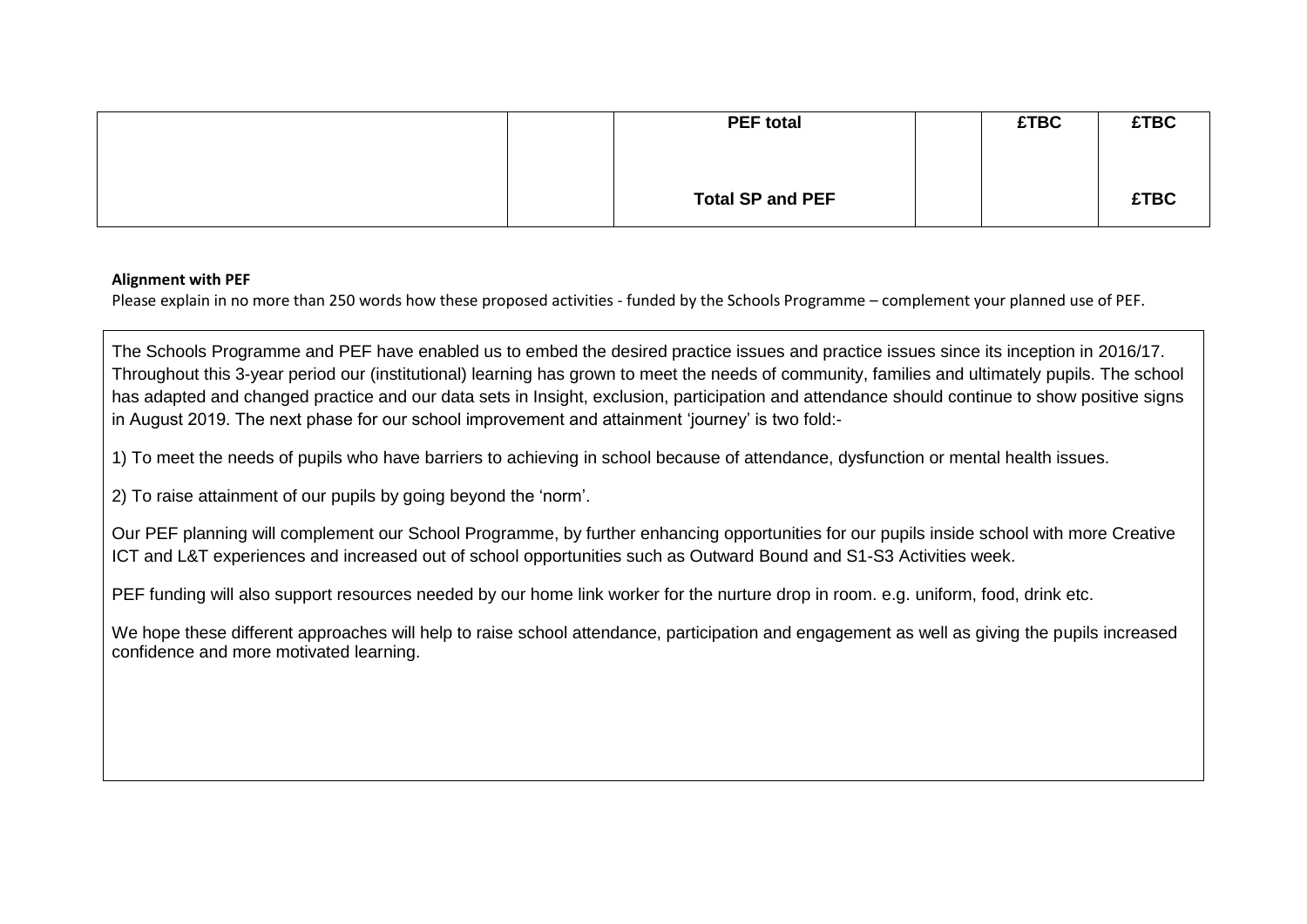| | | | | | |
|---|---|---|---|---|---|
| | | **PEF total** | | **£TBC** | **£TBC** |
| | | **Total SP and PEF** | | | **£TBC** |

**Alignment with PEF**

Please explain in no more than 250 words how these proposed activities - funded by the Schools Programme – complement your planned use of PEF.

The Schools Programme and PEF have enabled us to embed the desired practice issues and practice issues since its inception in 2016/17. Throughout this 3-year period our (institutional) learning has grown to meet the needs of community, families and ultimately pupils. The school has adapted and changed practice and our data sets in Insight, exclusion, participation and attendance should continue to show positive signs in August 2019. The next phase for our school improvement and attainment 'journey' is two fold:-

1) To meet the needs of pupils who have barriers to achieving in school because of attendance, dysfunction or mental health issues.

2) To raise attainment of our pupils by going beyond the 'norm'.

Our PEF planning will complement our School Programme, by further enhancing opportunities for our pupils inside school with more Creative ICT and L&T experiences and increased out of school opportunities such as Outward Bound and S1-S3 Activities week.

PEF funding will also support resources needed by our home link worker for the nurture drop in room. e.g. uniform, food, drink etc.

We hope these different approaches will help to raise school attendance, participation and engagement as well as giving the pupils increased confidence and more motivated learning.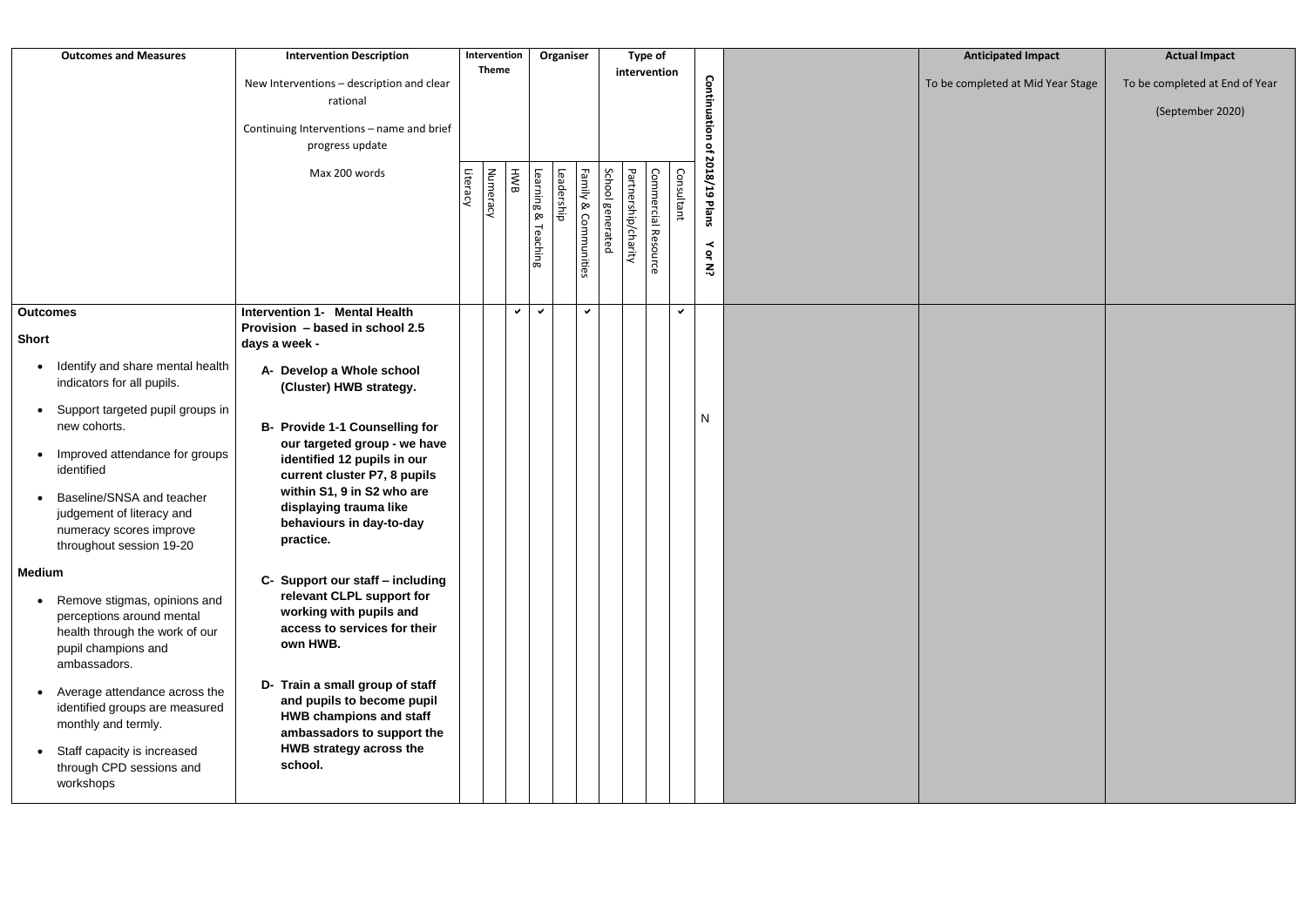| Outcomes and Measures | Intervention Description<br><br>New Interventions – description and clear rational<br><br>Continuing Interventions – name and brief progress update<br><br>Max 200 words | Intervention Theme | | | Organiser | | | Type of intervention | | | | Continuation of 2018/19 Plans Y or N? | | Anticipated Impact<br><br>To be completed at Mid Year Stage | Actual Impact<br><br>To be completed at End of Year (September 2020) |
|---|---|---|---|---|---|---|---|---|---|---|---|---|---|---|---|
| | | Literacy | Numeracy | HWB | Learning & Teaching | Leadership | Family & Communities | School generated | Partnership/charity | Commercial Resource | Consultant | | | | |
| **Outcomes**<br><br>**Short**<br><br>• Identify and share mental health indicators for all pupils.<br>• Support targeted pupil groups in new cohorts.<br>• Improved attendance for groups identified<br>• Baseline/SNSA and teacher judgement of literacy and numeracy scores improve throughout session 19-20<br><br>**Medium**<br><br>• Remove stigmas, opinions and perceptions around mental health through the work of our pupil champions and ambassadors.<br>• Average attendance across the identified groups are measured monthly and termly.<br>• Staff capacity is increased through CPD sessions and workshops | **Intervention 1- Mental Health Provision – based in school 2.5 days a week -**<br><br>**A- Develop a Whole school (Cluster) HWB strategy.**<br><br>**B- Provide 1-1 Counselling for our targeted group - we have identified 12 pupils in our current cluster P7, 8 pupils within S1, 9 in S2 who are displaying trauma like behaviours in day-to-day practice.**<br><br>**C- Support our staff – including relevant CLPL support for working with pupils and access to services for their own HWB.**<br><br>**D- Train a small group of staff and pupils to become pupil HWB champions and staff ambassadors to support the HWB strategy across the school.** | | | ✔ | ✔ | | ✔ | | | | ✔ | N | | | |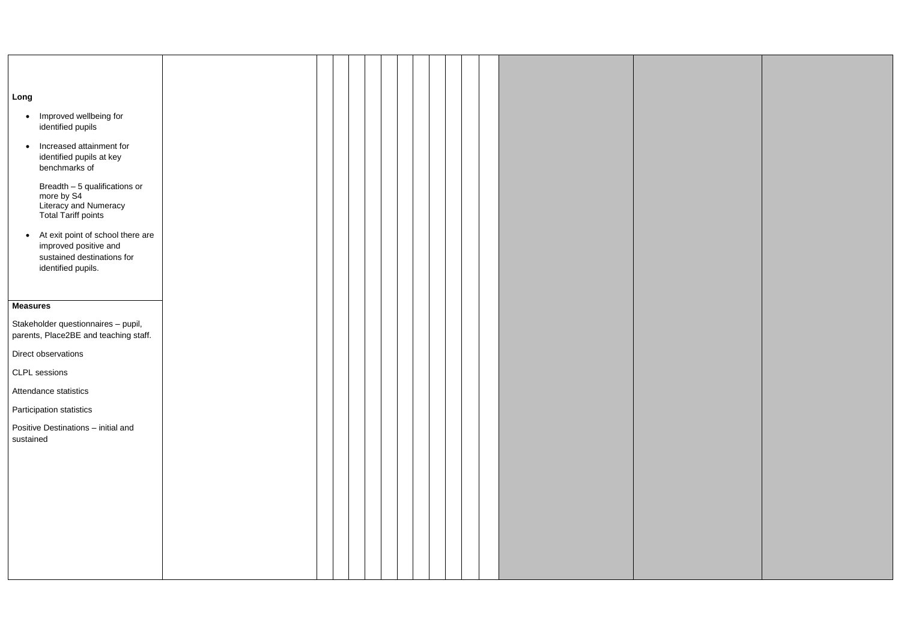| | | | | | | | | | | | | | | |
|---|---|---|---|---|---|---|---|---|---|---|---|---|---|---|
| **Long**<br><br>• Improved wellbeing for identified pupils<br><br>• Increased attainment for identified pupils at key benchmarks of<br><br>Breadth – 5 qualifications or more by S4<br>Literacy and Numeracy<br>Total Tariff points<br><br>• At exit point of school there are improved positive and sustained destinations for identified pupils. | | | | | | | | | | | | | | |
| **Measures**<br><br>Stakeholder questionnaires – pupil, parents, Place2BE and teaching staff.<br><br>Direct observations<br><br>CLPL sessions<br><br>Attendance statistics<br><br>Participation statistics<br><br>Positive Destinations – initial and sustained | | | | | | | | | | | | | | |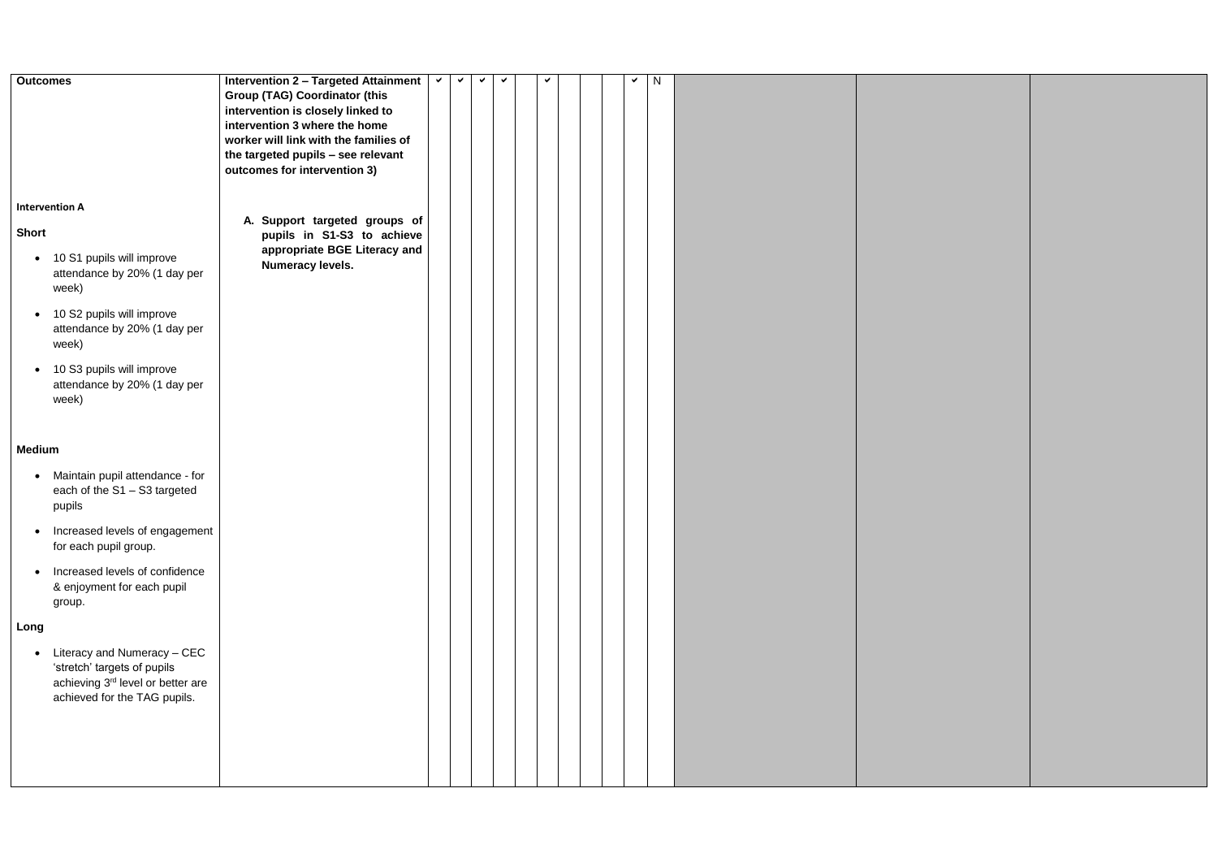| | | | | | | | | | | | | | | | |
|---|---|---|---|---|---|---|---|---|---|---|---|---|---|---|---|
| **Outcomes**<br><br>**Intervention A**<br><br>**Short**<br><ul><li>10 S1 pupils will improve attendance by 20% (1 day per week)</li><li>10 S2 pupils will improve attendance by 20% (1 day per week)</li><li>10 S3 pupils will improve attendance by 20% (1 day per week)</li></ul>**Medium**<br><ul><li>Maintain pupil attendance - for each of the S1 – S3 targeted pupils</li><li>Increased levels of engagement for each pupil group.</li><li>Increased levels of confidence & enjoyment for each pupil group.</li></ul>**Long**<br><ul><li>Literacy and Numeracy – CEC 'stretch' targets of pupils achieving 3rd level or better are achieved for the TAG pupils.</li></ul> | **Intervention 2 – Targeted Attainment Group (TAG) Coordinator (this intervention is closely linked to intervention 3 where the home worker will link with the families of the targeted pupils – see relevant outcomes for intervention 3)**<br><br>**A. Support targeted groups of pupils in S1-S3 to achieve appropriate BGE Literacy and Numeracy levels.** | ✓ | ✓ | ✓ | ✓ | | ✓ | | | | ✓ | N | | | |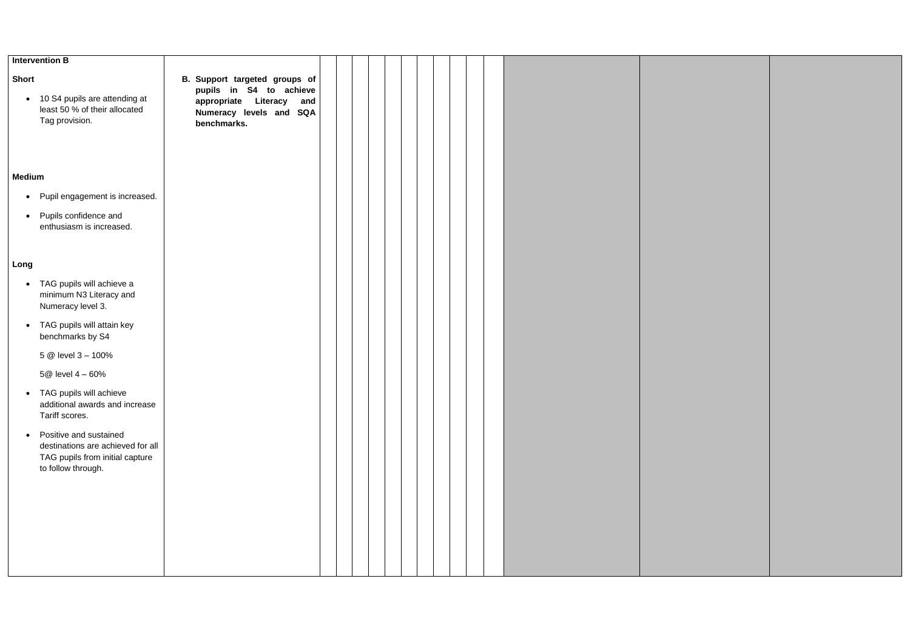| Intervention B | | | | | | | | | | | | | | |
|---|---|---|---|---|---|---|---|---|---|---|---|---|---|---|
| **Short**<br><br>• 10 S4 pupils are attending at least 50 % of their allocated Tag provision.<br><br>**Medium**<br><br>• Pupil engagement is increased.<br><br>• Pupils confidence and enthusiasm is increased.<br><br>**Long**<br><br>• TAG pupils will achieve a minimum N3 Literacy and Numeracy level 3.<br><br>• TAG pupils will attain key benchmarks by S4<br><br>5 @ level 3 – 100%<br><br>5@ level 4 – 60%<br><br>• TAG pupils will achieve additional awards and increase Tariff scores.<br><br>• Positive and sustained destinations are achieved for all TAG pupils from initial capture to follow through. | **B. Support targeted groups of pupils in S4 to achieve appropriate Literacy and Numeracy levels and SQA benchmarks.** | | | | | | | | | | | | | |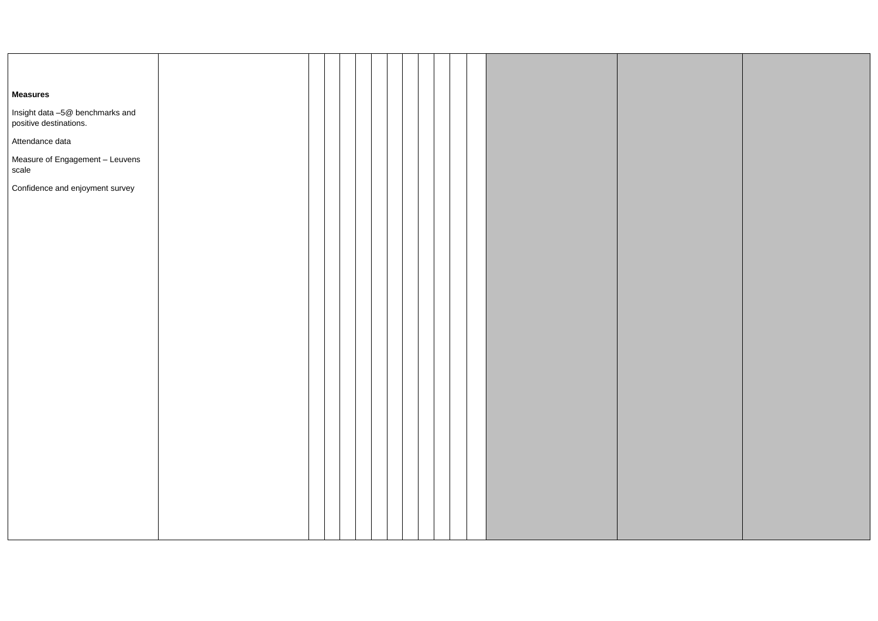| | | | | | | | | | | | | | | |
|---|---|---|---|---|---|---|---|---|---|---|---|---|---|---|
| **Measures**<br><br>Insight data –5@ benchmarks and positive destinations.<br><br>Attendance data<br><br>Measure of Engagement – Leuvens scale<br><br>Confidence and enjoyment survey | | | | | | | | | | | | | | |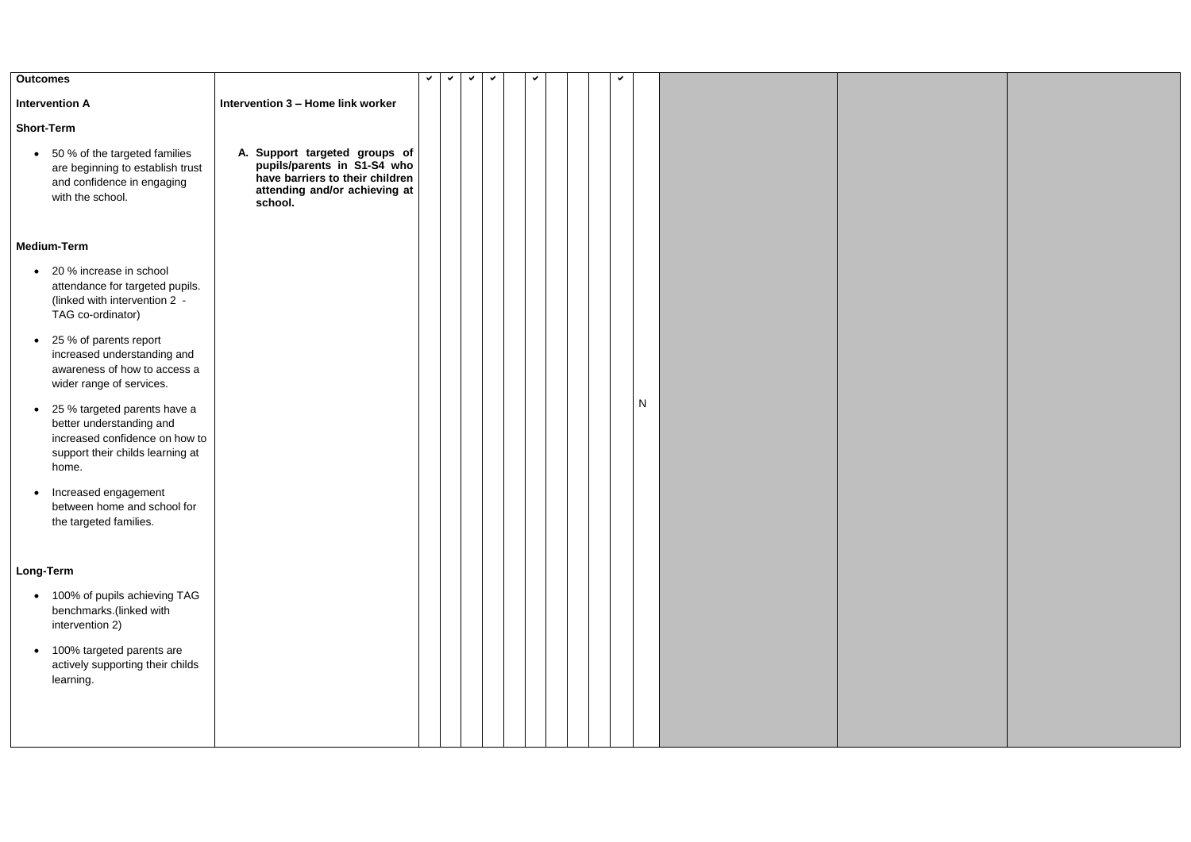| Outcomes | | ✔ | ✔ | ✔ | ✔ | | ✔ | | | | ✔ | | | | |
|---|---|---|---|---|---|---|---|---|---|---|---|---|---|---|---|
| **Intervention A**<br><br>**Short-Term**<br><br>• 50 % of the targeted families are beginning to establish trust and confidence in engaging with the school.<br><br>**Medium-Term**<br><br>• 20 % increase in school attendance for targeted pupils. (linked with intervention 2 - TAG co-ordinator)<br><br>• 25 % of parents report increased understanding and awareness of how to access a wider range of services.<br><br>• 25 % targeted parents have a better understanding and increased confidence on how to support their childs learning at home.<br><br>• Increased engagement between home and school for the targeted families.<br><br>**Long-Term**<br><br>• 100% of pupils achieving TAG benchmarks.(linked with intervention 2)<br><br>• 100% targeted parents are actively supporting their childs learning. | **Intervention 3 – Home link worker**<br><br>**A. Support targeted groups of pupils/parents in S1-S4 who have barriers to their children attending and/or achieving at school.** | | | | | | | | | | | N | | | |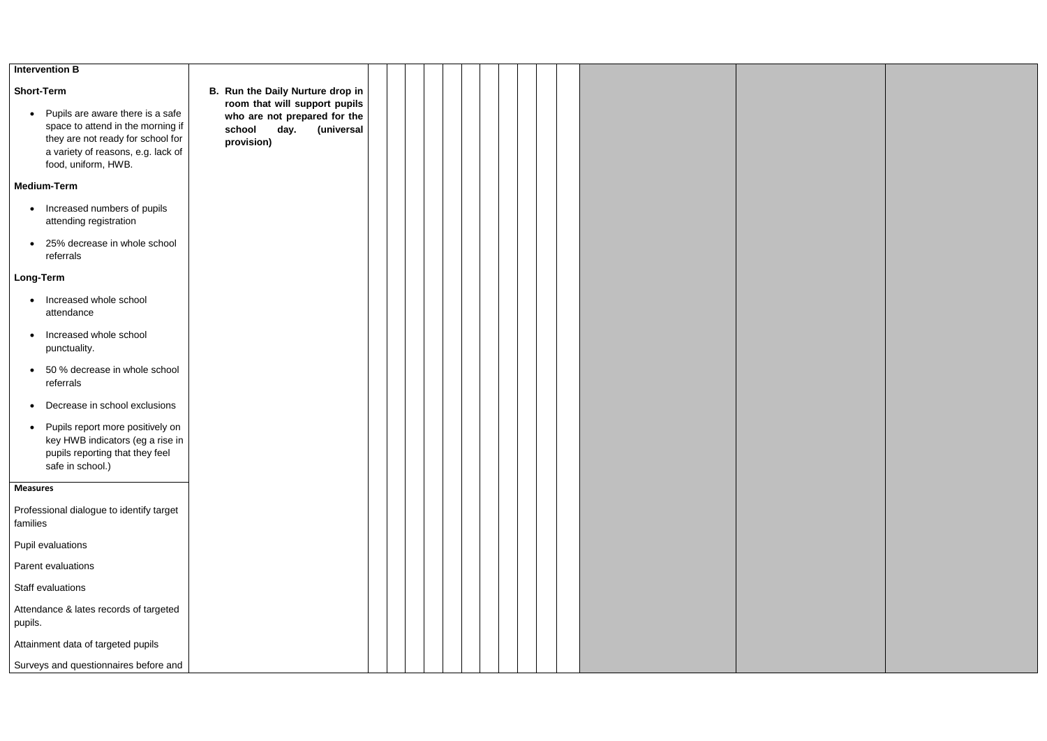| Intervention B | | | | | | | | | | | | | | |
|---|---|---|---|---|---|---|---|---|---|---|---|---|---|---|
| **Short-Term**<br><br>• Pupils are aware there is a safe space to attend in the morning if they are not ready for school for a variety of reasons, e.g. lack of food, uniform, HWB.<br><br>**Medium-Term**<br><br>• Increased numbers of pupils attending registration<br><br>• 25% decrease in whole school referrals<br><br>**Long-Term**<br><br>• Increased whole school attendance<br><br>• Increased whole school punctuality.<br><br>• 50 % decrease in whole school referrals<br><br>• Decrease in school exclusions<br><br>• Pupils report more positively on key HWB indicators (eg a rise in pupils reporting that they feel safe in school.) | **B. Run the Daily Nurture drop in room that will support pupils who are not prepared for the school day. (universal provision)** | | | | | | | | | | | | | |
| **Measures**<br><br>Professional dialogue to identify target families<br><br>Pupil evaluations<br><br>Parent evaluations<br><br>Staff evaluations<br><br>Attendance & lates records of targeted pupils.<br><br>Attainment data of targeted pupils<br><br>Surveys and questionnaires before and | | | | | | | | | | | | | | |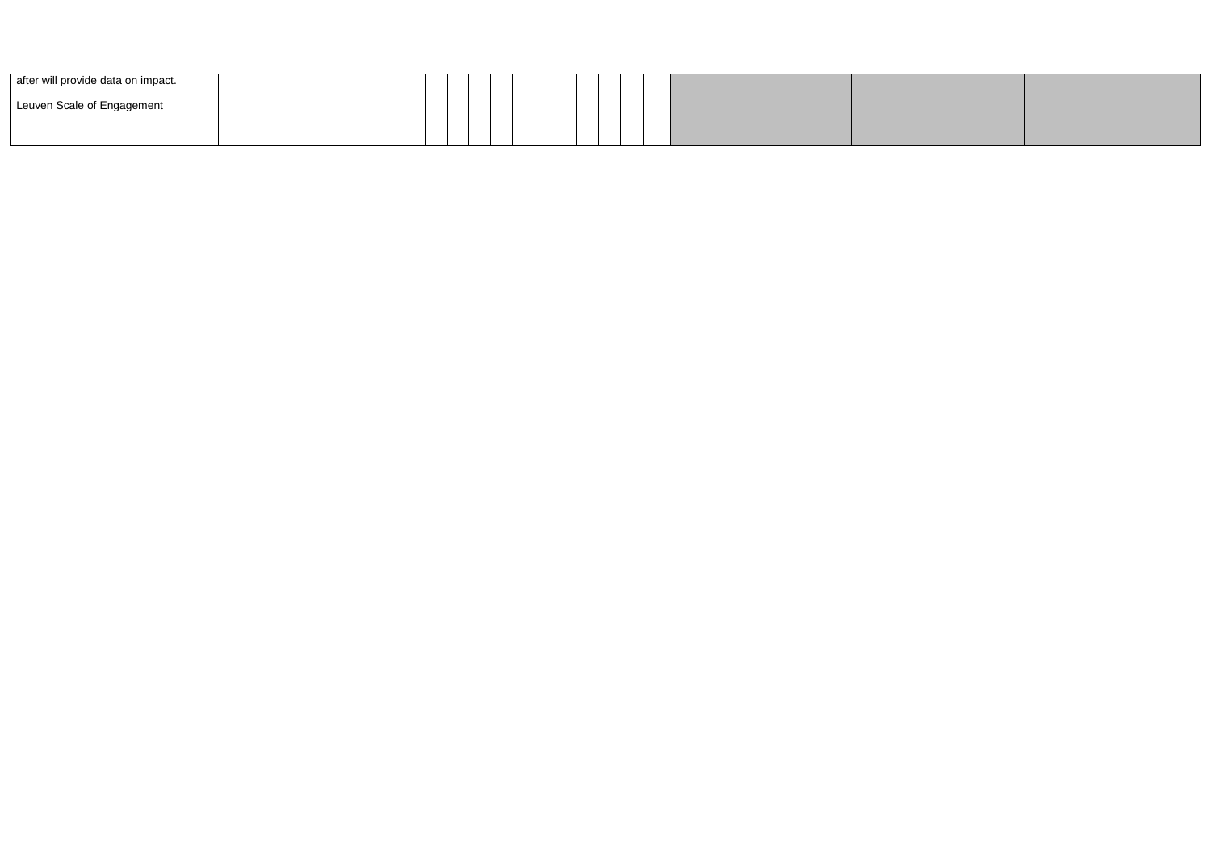| | | | | | | | | | | | | | | | |
|---|---|---|---|---|---|---|---|---|---|---|---|---|---|---|---|
| after will provide data on impact.<br><br>Leuven Scale of Engagement | | | | | | | | | | | | | | | |